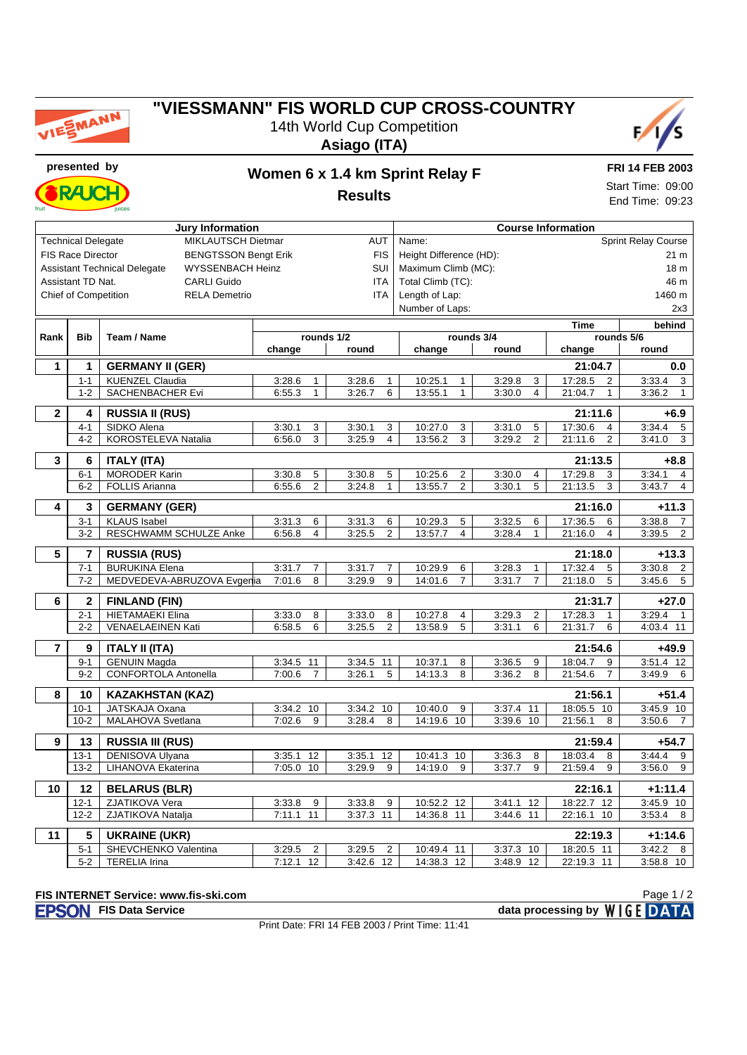# "VIESSMANN" FIS WORLD CUP CROSS-COUNTRY

14th World Cup Competition

**Asiago (ITA)**

presented by

## Women 6 x 1.4 km Sprint Relay F

### Results

**FRI 14 FEB 2003**

Start Time: 09:00

End Time: 09:23

| Jury Information | | | Course Information | |
|---|---|---|---|---|
| Technical Delegate | MIKLAUTSCH Dietmar | AUT | Name: | Sprint Relay Course |
| FIS Race Director | BENGTSSON Bengt Erik | FIS | Height Difference (HD): | 21 m |
| Assistant Technical Delegate | WYSSENBACH Heinz | SUI | Maximum Climb (MC): | 18 m |
| Assistant TD Nat. | CARLI Guido | ITA | Total Climb (TC): | 46 m |
| Chief of Competition | RELA Demetrio | ITA | Length of Lap: | 1460 m |
| | | | Number of Laps: | 2x3 |

| Rank | Bib | Team / Name | rounds 1/2 change | | rounds 1/2 round | | rounds 3/4 change | | rounds 3/4 round | | rounds 5/6 change (Time) | | rounds 5/6 round (behind) | |
|---|---|---|---|---|---|---|---|---|---|---|---|---|---|---|
| **1** | **1** | **GERMANY II (GER)** | | | | | | | | | **21:04.7** | | **0.0** | |
| | 1-1 | KUENZEL Claudia | 3:28.6 | 1 | 3:28.6 | 1 | 10:25.1 | 1 | 3:29.8 | 3 | 17:28.5 | 2 | 3:33.4 | 3 |
| | 1-2 | SACHENBACHER Evi | 6:55.3 | 1 | 3:26.7 | 6 | 13:55.1 | 1 | 3:30.0 | 4 | 21:04.7 | 1 | 3:36.2 | 1 |
| **2** | **4** | **RUSSIA II (RUS)** | | | | | | | | | **21:11.6** | | **+6.9** | |
| | 4-1 | SIDKO Alena | 3:30.1 | 3 | 3:30.1 | 3 | 10:27.0 | 3 | 3:31.0 | 5 | 17:30.6 | 4 | 3:34.4 | 5 |
| | 4-2 | KOROSTELEVA Natalia | 6:56.0 | 3 | 3:25.9 | 4 | 13:56.2 | 3 | 3:29.2 | 2 | 21:11.6 | 2 | 3:41.0 | 3 |
| **3** | **6** | **ITALY (ITA)** | | | | | | | | | **21:13.5** | | **+8.8** | |
| | 6-1 | MORODER Karin | 3:30.8 | 5 | 3:30.8 | 5 | 10:25.6 | 2 | 3:30.0 | 4 | 17:29.8 | 3 | 3:34.1 | 4 |
| | 6-2 | FOLLIS Arianna | 6:55.6 | 2 | 3:24.8 | 1 | 13:55.7 | 2 | 3:30.1 | 5 | 21:13.5 | 3 | 3:43.7 | 4 |
| **4** | **3** | **GERMANY (GER)** | | | | | | | | | **21:16.0** | | **+11.3** | |
| | 3-1 | KLAUS Isabel | 3:31.3 | 6 | 3:31.3 | 6 | 10:29.3 | 5 | 3:32.5 | 6 | 17:36.5 | 6 | 3:38.8 | 7 |
| | 3-2 | RESCHWAMM SCHULZE Anke | 6:56.8 | 4 | 3:25.5 | 2 | 13:57.7 | 4 | 3:28.4 | 1 | 21:16.0 | 4 | 3:39.5 | 2 |
| **5** | **7** | **RUSSIA (RUS)** | | | | | | | | | **21:18.0** | | **+13.3** | |
| | 7-1 | BURUKINA Elena | 3:31.7 | 7 | 3:31.7 | 7 | 10:29.9 | 6 | 3:28.3 | 1 | 17:32.4 | 5 | 3:30.8 | 2 |
| | 7-2 | MEDVEDEVA-ABRUZOVA Evgenia | 7:01.6 | 8 | 3:29.9 | 9 | 14:01.6 | 7 | 3:31.7 | 7 | 21:18.0 | 5 | 3:45.6 | 5 |
| **6** | **2** | **FINLAND (FIN)** | | | | | | | | | **21:31.7** | | **+27.0** | |
| | 2-1 | HIETAMAEKI Elina | 3:33.0 | 8 | 3:33.0 | 8 | 10:27.8 | 4 | 3:29.3 | 2 | 17:28.3 | 1 | 3:29.4 | 1 |
| | 2-2 | VENAELAEINEN Kati | 6:58.5 | 6 | 3:25.5 | 2 | 13:58.9 | 5 | 3:31.1 | 6 | 21:31.7 | 6 | 4:03.4 | 11 |
| **7** | **9** | **ITALY II (ITA)** | | | | | | | | | **21:54.6** | | **+49.9** | |
| | 9-1 | GENUIN Magda | 3:34.5 | 11 | 3:34.5 | 11 | 10:37.1 | 8 | 3:36.5 | 9 | 18:04.7 | 9 | 3:51.4 | 12 |
| | 9-2 | CONFORTOLA Antonella | 7:00.6 | 7 | 3:26.1 | 5 | 14:13.3 | 8 | 3:36.2 | 8 | 21:54.6 | 7 | 3:49.9 | 6 |
| **8** | **10** | **KAZAKHSTAN (KAZ)** | | | | | | | | | **21:56.1** | | **+51.4** | |
| | 10-1 | JATSKAJA Oxana | 3:34.2 | 10 | 3:34.2 | 10 | 10:40.0 | 9 | 3:37.4 | 11 | 18:05.5 | 10 | 3:45.9 | 10 |
| | 10-2 | MALAHOVA Svetlana | 7:02.6 | 9 | 3:28.4 | 8 | 14:19.6 | 10 | 3:39.6 | 10 | 21:56.1 | 8 | 3:50.6 | 7 |
| **9** | **13** | **RUSSIA III (RUS)** | | | | | | | | | **21:59.4** | | **+54.7** | |
| | 13-1 | DENISOVA Ulyana | 3:35.1 | 12 | 3:35.1 | 12 | 10:41.3 | 10 | 3:36.3 | 8 | 18:03.4 | 8 | 3:44.4 | 9 |
| | 13-2 | LIHANOVA Ekaterina | 7:05.0 | 10 | 3:29.9 | 9 | 14:19.0 | 9 | 3:37.7 | 9 | 21:59.4 | 9 | 3:56.0 | 9 |
| **10** | **12** | **BELARUS (BLR)** | | | | | | | | | **22:16.1** | | **+1:11.4** | |
| | 12-1 | ZJATIKOVA Vera | 3:33.8 | 9 | 3:33.8 | 9 | 10:52.2 | 12 | 3:41.1 | 12 | 18:22.7 | 12 | 3:45.9 | 10 |
| | 12-2 | ZJATIKOVA Natalja | 7:11.1 | 11 | 3:37.3 | 11 | 14:36.8 | 11 | 3:44.6 | 11 | 22:16.1 | 10 | 3:53.4 | 8 |
| **11** | **5** | **UKRAINE (UKR)** | | | | | | | | | **22:19.3** | | **+1:14.6** | |
| | 5-1 | SHEVCHENKO Valentina | 3:29.5 | 2 | 3:29.5 | 2 | 10:49.4 | 11 | 3:37.3 | 10 | 18:20.5 | 11 | 3:42.2 | 8 |
| | 5-2 | TERELIA Irina | 7:12.1 | 12 | 3:42.6 | 12 | 14:38.3 | 12 | 3:48.9 | 12 | 22:19.3 | 11 | 3:58.8 | 10 |

**FIS INTERNET Service: www.fis-ski.com**

**FIS Data Service** — data processing by WIGE DATA

Print Date: FRI 14 FEB 2003 / Print Time: 11:41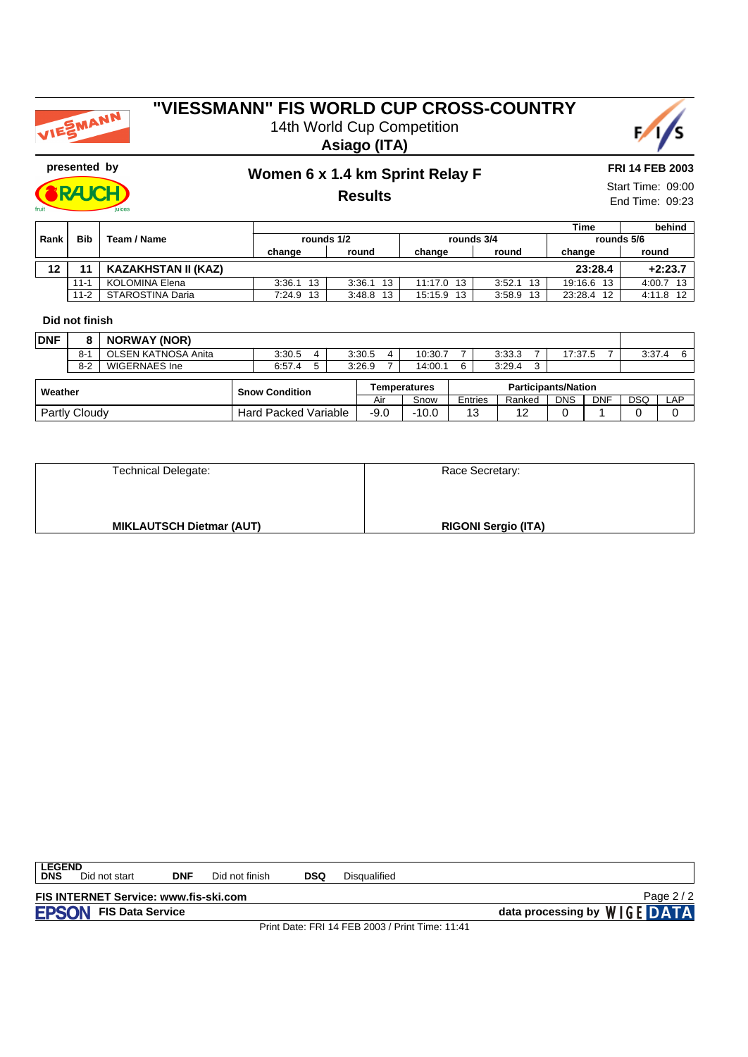# "VIESSMANN" FIS WORLD CUP CROSS-COUNTRY

14th World Cup Competition

**Asiago (ITA)**

presented by

## Women 6 x 1.4 km Sprint Relay F

**Results**

**FRI 14 FEB 2003**

Start Time: 09:00

End Time: 09:23

| Rank | Bib | Team / Name | rounds 1/2 change | | rounds 1/2 round | | rounds 3/4 change | | rounds 3/4 round | | rounds 5/6 change (Time) | | rounds 5/6 round (behind) | |
|---|---|---|---|---|---|---|---|---|---|---|---|---|---|---|
| **12** | **11** | **KAZAKHSTAN II (KAZ)** | | | | | | | | | **23:28.4** | | **+2:23.7** | |
| | 11-1 | KOLOMINA Elena | 3:36.1 | 13 | 3:36.1 | 13 | 11:17.0 | 13 | 3:52.1 | 13 | 19:16.6 | 13 | 4:00.7 | 13 |
| | 11-2 | STAROSTINA Daria | 7:24.9 | 13 | 3:48.8 | 13 | 15:15.9 | 13 | 3:58.9 | 13 | 23:28.4 | 12 | 4:11.8 | 12 |

### Did not finish

| Rank | Bib | Team / Name | rounds 1/2 change | | rounds 1/2 round | | rounds 3/4 change | | rounds 3/4 round | | rounds 5/6 change | | rounds 5/6 round | |
|---|---|---|---|---|---|---|---|---|---|---|---|---|---|---|
| **DNF** | **8** | **NORWAY (NOR)** | | | | | | | | | | | | |
| | 8-1 | OLSEN KATNOSA Anita | 3:30.5 | 4 | 3:30.5 | 4 | 10:30.7 | 7 | 3:33.3 | 7 | 17:37.5 | 7 | 3:37.4 | 6 |
| | 8-2 | WIGERNAES Ine | 6:57.4 | 5 | 3:26.9 | 7 | 14:00.1 | 6 | 3:29.4 | 3 | | | | |

| Weather | Snow Condition | Temperatures Air | Temperatures Snow | Entries | Ranked | DNS | DNF | DSQ | LAP |
|---|---|---|---|---|---|---|---|---|---|
| Partly Cloudy | Hard Packed Variable | -9.0 | -10.0 | 13 | 12 | 0 | 1 | 0 | 0 |

| Technical Delegate: | Race Secretary: |
|---|---|
| **MIKLAUTSCH Dietmar (AUT)** | **RIGONI Sergio (ITA)** |

**LEGEND**
**DNS** Did not start **DNF** Did not finish **DSQ** Disqualified

**FIS INTERNET Service: www.fis-ski.com**

**EPSON FIS Data Service** data processing by WIGE DATA

Print Date: FRI 14 FEB 2003 / Print Time: 11:41